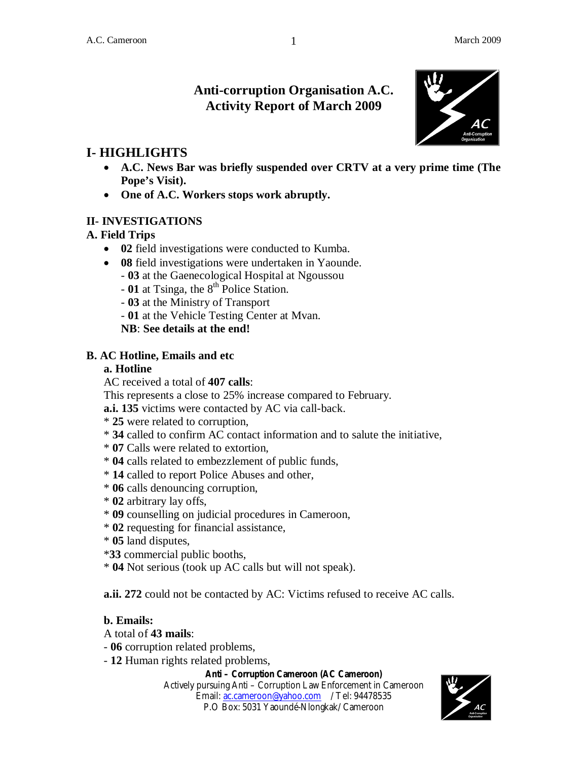# Anti-corruption Organisation A.C.
# Activity Report of March 2009

## I- HIGHLIGHTS

- **A.C. News Bar was briefly suspended over CRTV at a very prime time (The Pope's Visit).**
- **One of A.C. Workers stops work abruptly.**

## II- INVESTIGATIONS

### A. Field Trips

- **02** field investigations were conducted to Kumba.
- **08** field investigations were undertaken in Yaounde.
  - **03** at the Gaenecological Hospital at Ngoussou
  - **01** at Tsinga, the 8th Police Station.
  - **03** at the Ministry of Transport
  - **01** at the Vehicle Testing Center at Mvan.

  **NB**: **See details at the end!**

### B. AC Hotline, Emails and etc

#### a. Hotline

AC received a total of **407 calls**:

This represents a close to 25% increase compared to February.

**a.i. 135** victims were contacted by AC via call-back.

* **25** were related to corruption,
* **34** called to confirm AC contact information and to salute the initiative,
* **07** Calls were related to extortion,
* **04** calls related to embezzlement of public funds,
* **14** called to report Police Abuses and other,
* **06** calls denouncing corruption,
* **02** arbitrary lay offs,
* **09** counselling on judicial procedures in Cameroon,
* **02** requesting for financial assistance,
* **05** land disputes,
* **33** commercial public booths,
* **04** Not serious (took up AC calls but will not speak).

**a.ii. 272** could not be contacted by AC: Victims refused to receive AC calls.

#### b. Emails:

A total of **43 mails**:

- **06** corruption related problems,
- **12** Human rights related problems,

**Anti – Corruption Cameroon (AC Cameroon)**
Actively pursuing Anti – Corruption Law Enforcement in Cameroon
Email: ac.cameroon@yahoo.com / Tel: 94478535
P.O Box: 5031 Yaoundé-Nlongkak/ Cameroon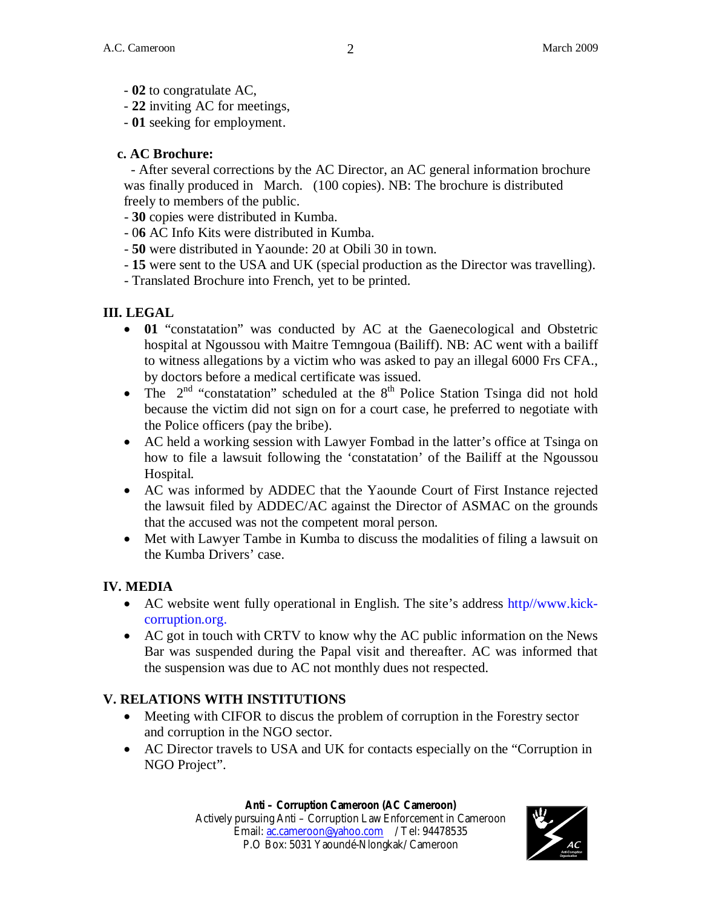- **02** to congratulate AC,
- **22** inviting AC for meetings,
- **01** seeking for employment.

**c. AC Brochure:**

- After several corrections by the AC Director, an AC general information brochure was finally produced in March. (100 copies). NB: The brochure is distributed freely to members of the public.
- **30** copies were distributed in Kumba.
- 0**6** AC Info Kits were distributed in Kumba.
- **50** were distributed in Yaounde: 20 at Obili 30 in town.
- **15** were sent to the USA and UK (special production as the Director was travelling).
- Translated Brochure into French, yet to be printed.

## III. LEGAL

- **01** "constatation" was conducted by AC at the Gaenecological and Obstetric hospital at Ngoussou with Maitre Temngoua (Bailiff). NB: AC went with a bailiff to witness allegations by a victim who was asked to pay an illegal 6000 Frs CFA., by doctors before a medical certificate was issued.
- The 2nd "constatation" scheduled at the 8th Police Station Tsinga did not hold because the victim did not sign on for a court case, he preferred to negotiate with the Police officers (pay the bribe).
- AC held a working session with Lawyer Fombad in the latter's office at Tsinga on how to file a lawsuit following the 'constatation' of the Bailiff at the Ngoussou Hospital.
- AC was informed by ADDEC that the Yaounde Court of First Instance rejected the lawsuit filed by ADDEC/AC against the Director of ASMAC on the grounds that the accused was not the competent moral person.
- Met with Lawyer Tambe in Kumba to discuss the modalities of filing a lawsuit on the Kumba Drivers' case.

## IV. MEDIA

- AC website went fully operational in English. The site's address http//www.kick-corruption.org.
- AC got in touch with CRTV to know why the AC public information on the News Bar was suspended during the Papal visit and thereafter. AC was informed that the suspension was due to AC not monthly dues not respected.

## V. RELATIONS WITH INSTITUTIONS

- Meeting with CIFOR to discus the problem of corruption in the Forestry sector and corruption in the NGO sector.
- AC Director travels to USA and UK for contacts especially on the "Corruption in NGO Project".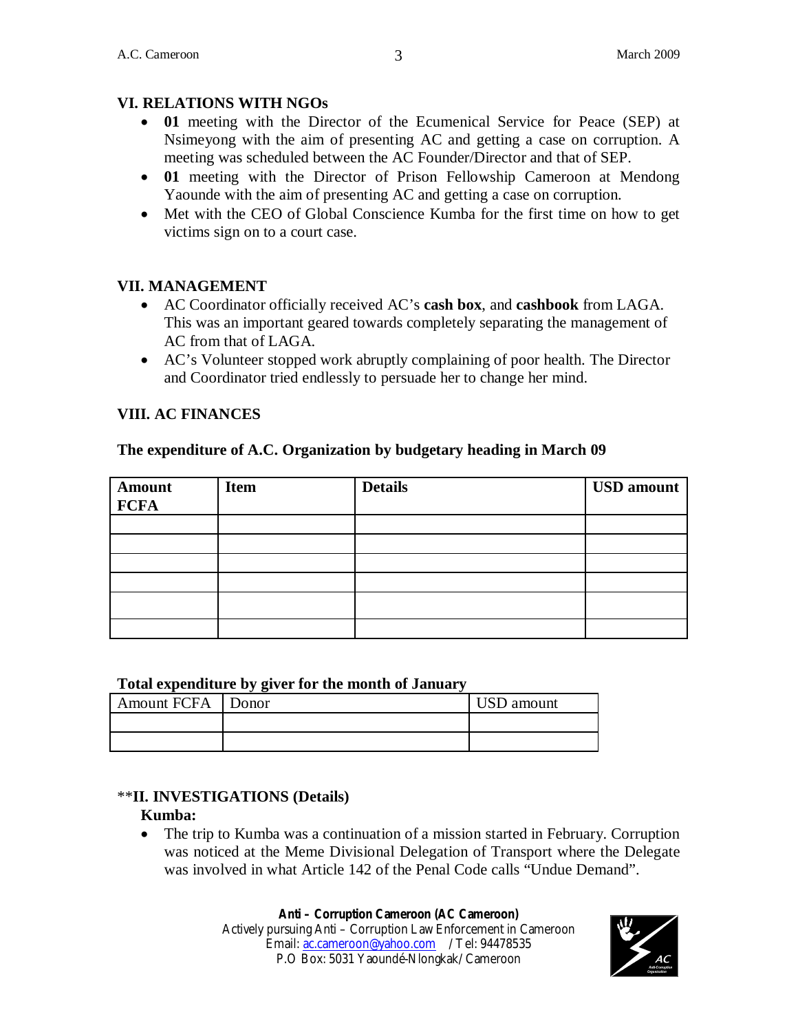## VI. RELATIONS WITH NGOs

- **01** meeting with the Director of the Ecumenical Service for Peace (SEP) at Nsimeyong with the aim of presenting AC and getting a case on corruption. A meeting was scheduled between the AC Founder/Director and that of SEP.
- **01** meeting with the Director of Prison Fellowship Cameroon at Mendong Yaounde with the aim of presenting AC and getting a case on corruption.
- Met with the CEO of Global Conscience Kumba for the first time on how to get victims sign on to a court case.

## VII. MANAGEMENT

- AC Coordinator officially received AC's **cash box**, and **cashbook** from LAGA. This was an important geared towards completely separating the management of AC from that of LAGA.
- AC's Volunteer stopped work abruptly complaining of poor health. The Director and Coordinator tried endlessly to persuade her to change her mind.

## VIII. AC FINANCES

**The expenditure of A.C. Organization by budgetary heading in March 09**

| Amount FCFA | Item | Details | USD amount |
|---|---|---|---|
| | | | |
| | | | |
| | | | |
| | | | |
| | | | |
| | | | |

**Total expenditure by giver for the month of January**

| Amount FCFA | Donor | USD amount |
|---|---|---|
| | | |
| | | |

**II. INVESTIGATIONS (Details)

**Kumba:**

- The trip to Kumba was a continuation of a mission started in February. Corruption was noticed at the Meme Divisional Delegation of Transport where the Delegate was involved in what Article 142 of the Penal Code calls "Undue Demand".

**Anti – Corruption Cameroon (AC Cameroon)**
Actively pursuing Anti – Corruption Law Enforcement in Cameroon
Email: ac.cameroon@yahoo.com / Tel: 94478535
P.O Box: 5031 Yaoundé-Nlongkak/ Cameroon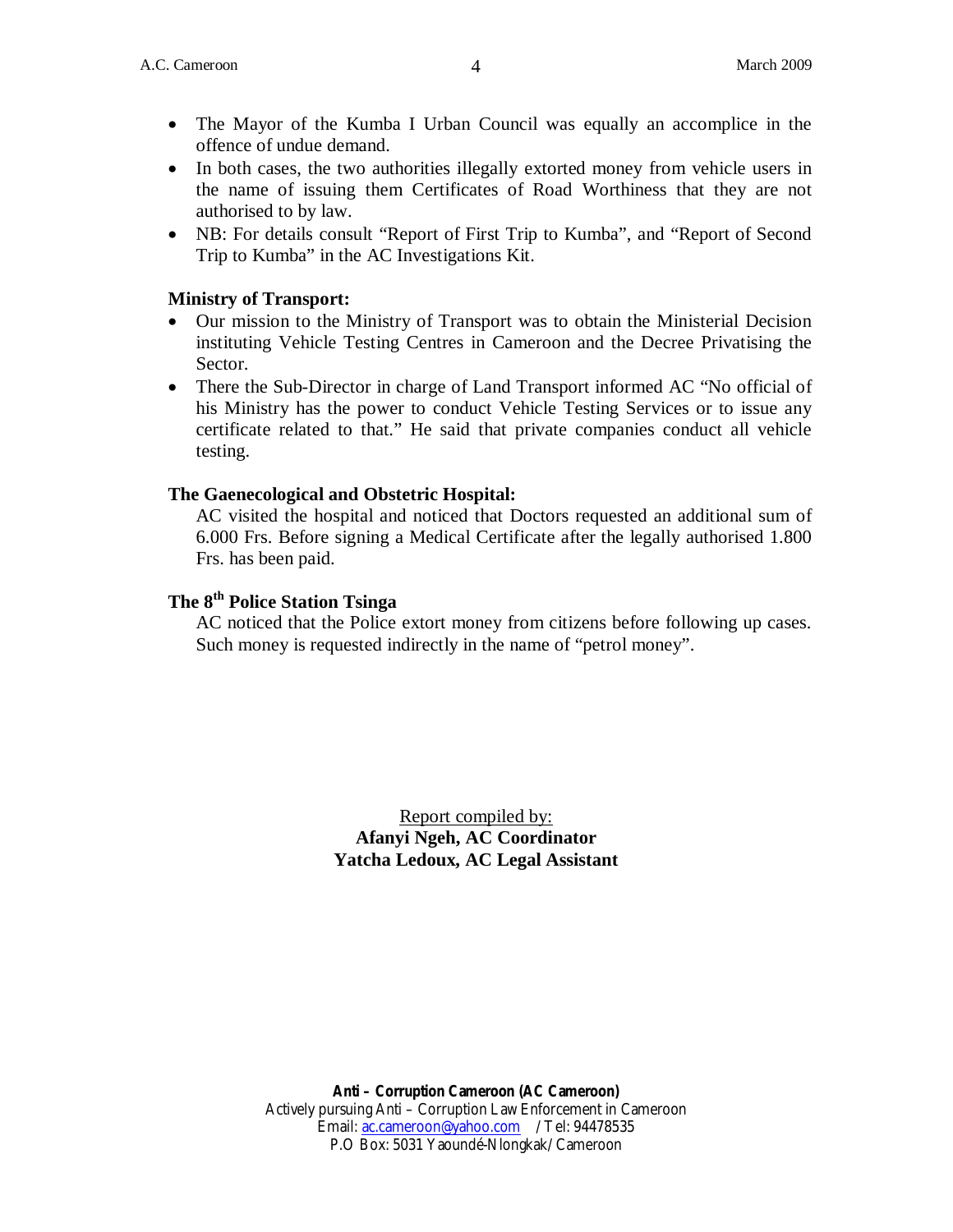- The Mayor of the Kumba I Urban Council was equally an accomplice in the offence of undue demand.
- In both cases, the two authorities illegally extorted money from vehicle users in the name of issuing them Certificates of Road Worthiness that they are not authorised to by law.
- NB: For details consult "Report of First Trip to Kumba", and "Report of Second Trip to Kumba" in the AC Investigations Kit.

**Ministry of Transport:**

- Our mission to the Ministry of Transport was to obtain the Ministerial Decision instituting Vehicle Testing Centres in Cameroon and the Decree Privatising the Sector.
- There the Sub-Director in charge of Land Transport informed AC "No official of his Ministry has the power to conduct Vehicle Testing Services or to issue any certificate related to that." He said that private companies conduct all vehicle testing.

**The Gaenecological and Obstetric Hospital:**

AC visited the hospital and noticed that Doctors requested an additional sum of 6.000 Frs. Before signing a Medical Certificate after the legally authorised 1.800 Frs. has been paid.

**The 8th Police Station Tsinga**

AC noticed that the Police extort money from citizens before following up cases. Such money is requested indirectly in the name of "petrol money".

Report compiled by:
**Afanyi Ngeh, AC Coordinator**
**Yatcha Ledoux, AC Legal Assistant**

**Anti – Corruption Cameroon (AC Cameroon)**
Actively pursuing Anti – Corruption Law Enforcement in Cameroon
Email: ac.cameroon@yahoo.com / Tel: 94478535
P.O Box: 5031 Yaoundé-Nlongkak/ Cameroon